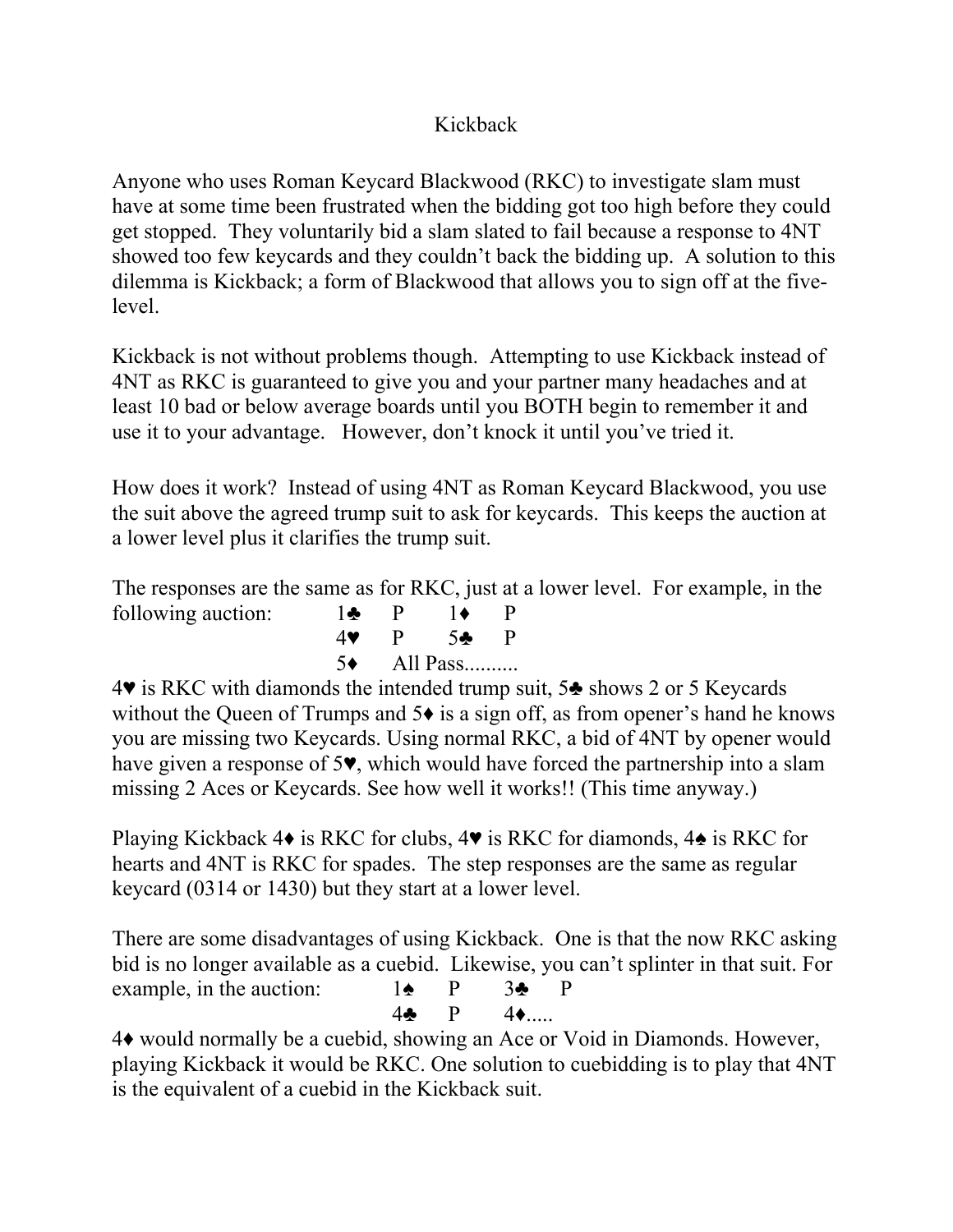# Kickback

Anyone who uses Roman Keycard Blackwood (RKC) to investigate slam must have at some time been frustrated when the bidding got too high before they could get stopped. They voluntarily bid a slam slated to fail because a response to 4NT showed too few keycards and they couldn't back the bidding up. A solution to this dilemma is Kickback; a form of Blackwood that allows you to sign off at the five-level.

Kickback is not without problems though. Attempting to use Kickback instead of 4NT as RKC is guaranteed to give you and your partner many headaches and at least 10 bad or below average boards until you BOTH begin to remember it and use it to your advantage. However, don't knock it until you've tried it.

How does it work? Instead of using 4NT as Roman Keycard Blackwood, you use the suit above the agreed trump suit to ask for keycards. This keeps the auction at a lower level plus it clarifies the trump suit.

The responses are the same as for RKC, just at a lower level. For example, in the following auction:

| | | | |
|---|---|---|---|
| 1♣ | P | 1♦ | P |
| 4♥ | P | 5♣ | P |
| 5♦ | All Pass.......... | | |

4♥ is RKC with diamonds the intended trump suit, 5♣ shows 2 or 5 Keycards without the Queen of Trumps and 5♦ is a sign off, as from opener's hand he knows you are missing two Keycards. Using normal RKC, a bid of 4NT by opener would have given a response of 5♥, which would have forced the partnership into a slam missing 2 Aces or Keycards. See how well it works!! (This time anyway.)

Playing Kickback 4♦ is RKC for clubs, 4♥ is RKC for diamonds, 4♠ is RKC for hearts and 4NT is RKC for spades. The step responses are the same as regular keycard (0314 or 1430) but they start at a lower level.

There are some disadvantages of using Kickback. One is that the now RKC asking bid is no longer available as a cuebid. Likewise, you can't splinter in that suit. For example, in the auction:

| | | | |
|---|---|---|---|
| 1♠ | P | 3♣ | P |
| 4♣ | P | 4♦..... | |

4♦ would normally be a cuebid, showing an Ace or Void in Diamonds. However, playing Kickback it would be RKC. One solution to cuebidding is to play that 4NT is the equivalent of a cuebid in the Kickback suit.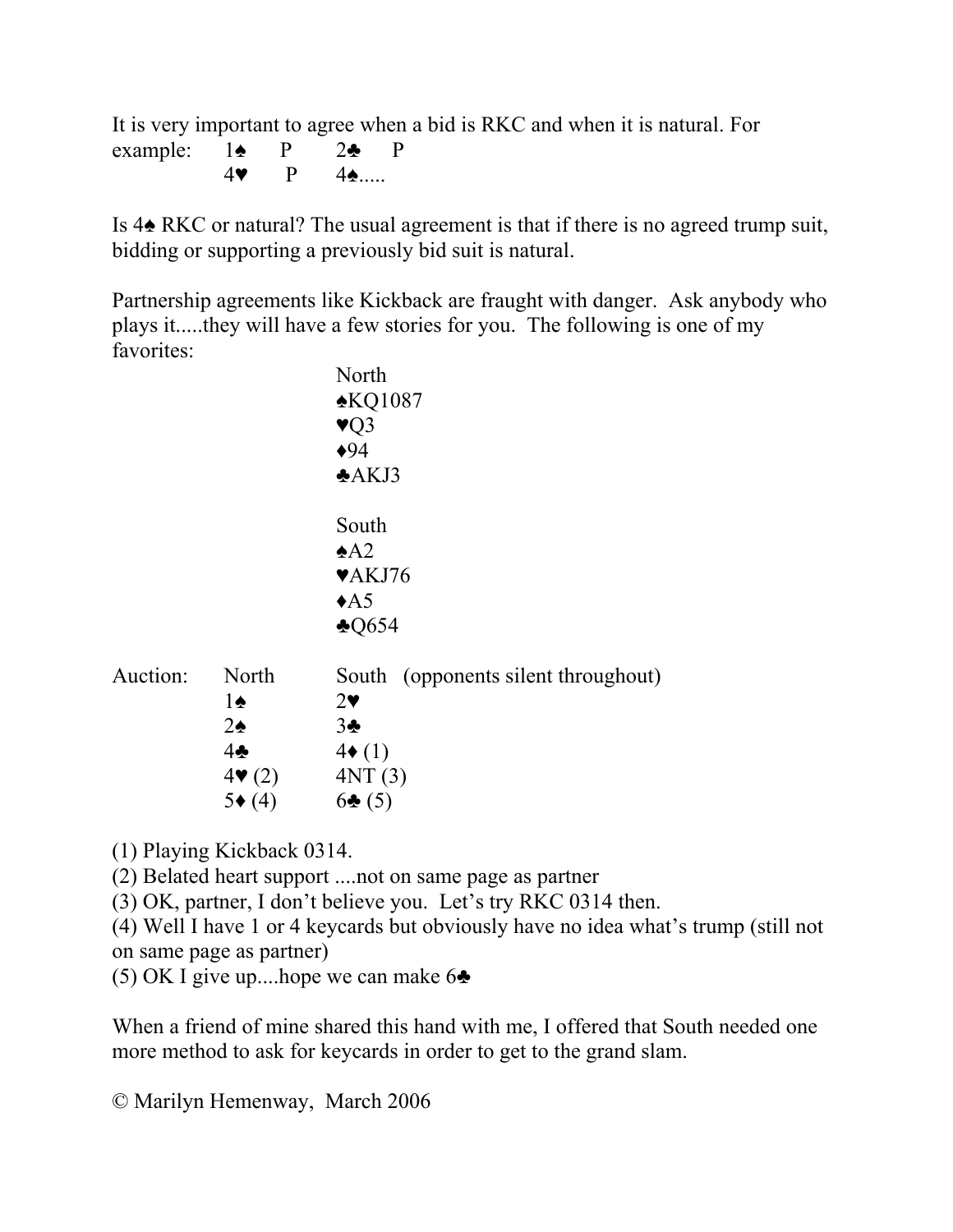It is very important to agree when a bid is RKC and when it is natural. For example:

| | | | |
|---|---|---|---|
| 1♠ | P | 2♣ | P |
| 4♥ | P | 4♠..... | |

Is 4♠ RKC or natural? The usual agreement is that if there is no agreed trump suit, bidding or supporting a previously bid suit is natural.

Partnership agreements like Kickback are fraught with danger. Ask anybody who plays it.....they will have a few stories for you. The following is one of my favorites:

North
♠KQ1087
♥Q3
♦94
♣AKJ3

South
♠A2
♥AKJ76
♦A5
♣Q654

| Auction: | North | South (opponents silent throughout) |
|---|---|---|
| | 1♠ | 2♥ |
| | 2♠ | 3♣ |
| | 4♣ | 4♦ (1) |
| | 4♥ (2) | 4NT (3) |
| | 5♦ (4) | 6♣ (5) |

(1) Playing Kickback 0314.
(2) Belated heart support ....not on same page as partner
(3) OK, partner, I don't believe you. Let's try RKC 0314 then.
(4) Well I have 1 or 4 keycards but obviously have no idea what's trump (still not on same page as partner)
(5) OK I give up....hope we can make 6♣

When a friend of mine shared this hand with me, I offered that South needed one more method to ask for keycards in order to get to the grand slam.

© Marilyn Hemenway, March 2006